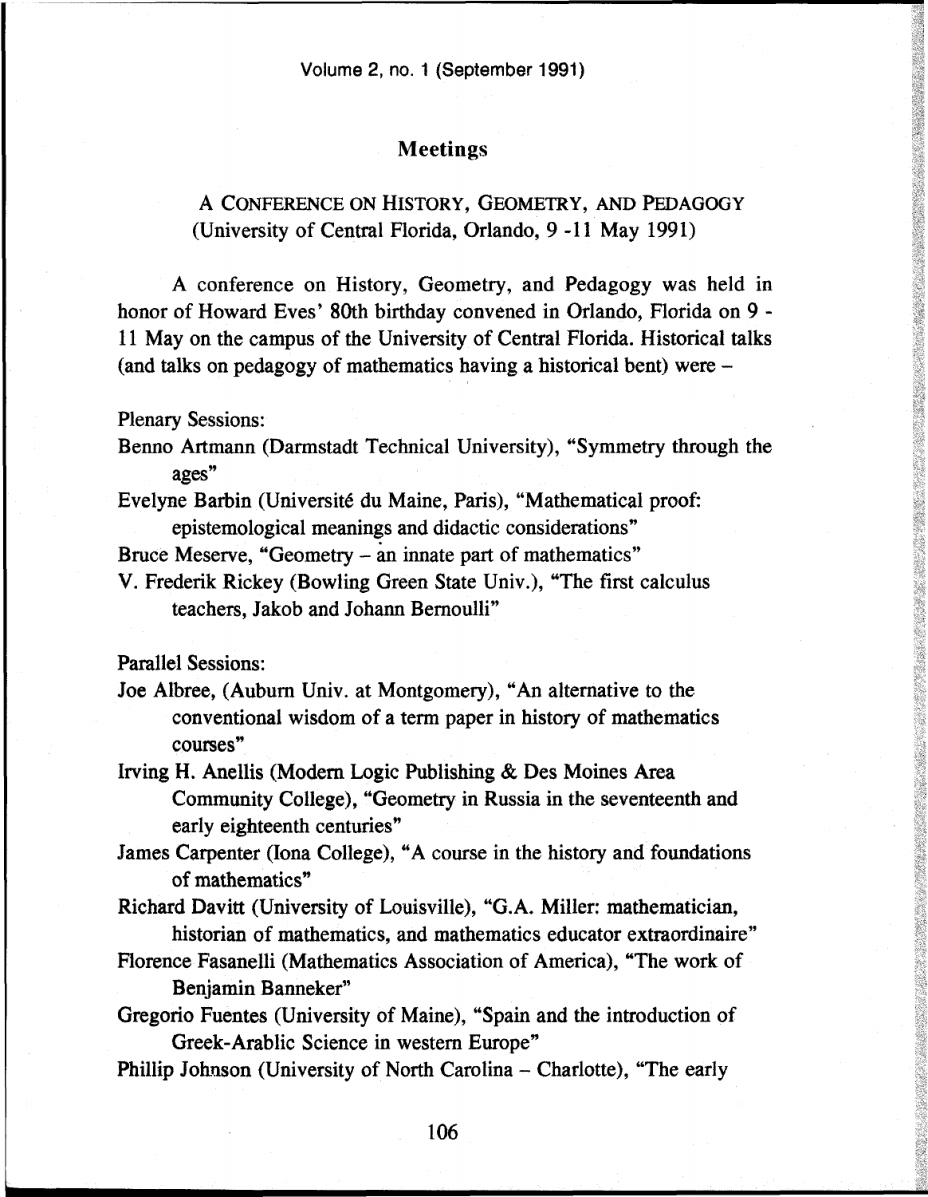## Meetings

### A CONFERENCE ON HISTORY, GEOMETRY, AND PEDAGOGY (University of Central Florida, Orlando, 9 -11 May 1991)

A conference on History, Geometry, and Pedagogy was held in honor of Howard Eves' 80th birthday convened in Orlando, Florida on 9 - 11 May on the campus of the University of Central Florida. Historical talks (and talks on pedagogy of mathematics having a historical bent) were –

Plenary Sessions:

Benno Artmann (Darmstadt Technical University), "Symmetry through the ages"

Evelyne Barbin (Université du Maine, Paris), "Mathematical proof: epistemological meanings and didactic considerations"

Bruce Meserve, "Geometry – an innate part of mathematics"

V. Frederik Rickey (Bowling Green State Univ.), "The first calculus teachers, Jakob and Johann Bernoulli"

Parallel Sessions:

Joe Albree, (Auburn Univ. at Montgomery), "An alternative to the conventional wisdom of a term paper in history of mathematics courses"

Irving H. Anellis (Modern Logic Publishing & Des Moines Area Community College), "Geometry in Russia in the seventeenth and early eighteenth centuries"

James Carpenter (Iona College), "A course in the history and foundations of mathematics"

Richard Davitt (University of Louisville), "G.A. Miller: mathematician, historian of mathematics, and mathematics educator extraordinaire"

Florence Fasanelli (Mathematics Association of America), "The work of Benjamin Banneker"

Gregorio Fuentes (University of Maine), "Spain and the introduction of Greek-Arablic Science in western Europe"

Phillip Johnson (University of North Carolina – Charlotte), "The early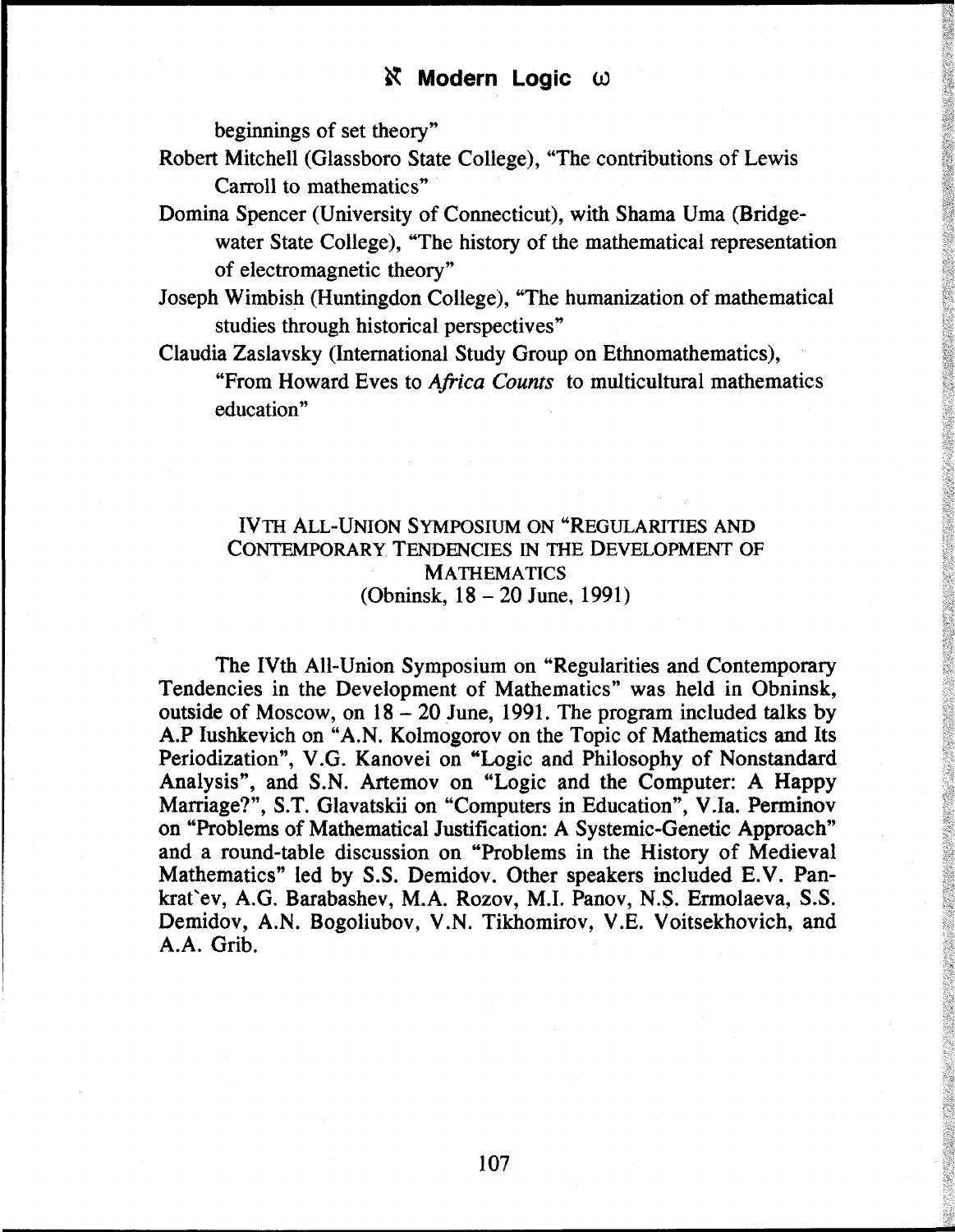beginnings of set theory"

Robert Mitchell (Glassboro State College), "The contributions of Lewis Carroll to mathematics"

Domina Spencer (University of Connecticut), with Shama Uma (Bridgewater State College), "The history of the mathematical representation of electromagnetic theory"

Joseph Wimbish (Huntingdon College), "The humanization of mathematical studies through historical perspectives"

Claudia Zaslavsky (International Study Group on Ethnomathematics), "From Howard Eves to *Africa Counts* to multicultural mathematics education"

## IVTH ALL-UNION SYMPOSIUM ON "REGULARITIES AND CONTEMPORARY TENDENCIES IN THE DEVELOPMENT OF MATHEMATICS
(Obninsk, 18 – 20 June, 1991)

The IVth All-Union Symposium on "Regularities and Contemporary Tendencies in the Development of Mathematics" was held in Obninsk, outside of Moscow, on 18 – 20 June, 1991. The program included talks by A.P Iushkevich on "A.N. Kolmogorov on the Topic of Mathematics and Its Periodization", V.G. Kanovei on "Logic and Philosophy of Nonstandard Analysis", and S.N. Artemov on "Logic and the Computer: A Happy Marriage?", S.T. Glavatskii on "Computers in Education", V.Ia. Perminov on "Problems of Mathematical Justification: A Systemic-Genetic Approach" and a round-table discussion on "Problems in the History of Medieval Mathematics" led by S.S. Demidov. Other speakers included E.V. Pankrat`ev, A.G. Barabashev, M.A. Rozov, M.I. Panov, N.S. Ermolaeva, S.S. Demidov, A.N. Bogoliubov, V.N. Tikhomirov, V.E. Voitsekhovich, and A.A. Grib.